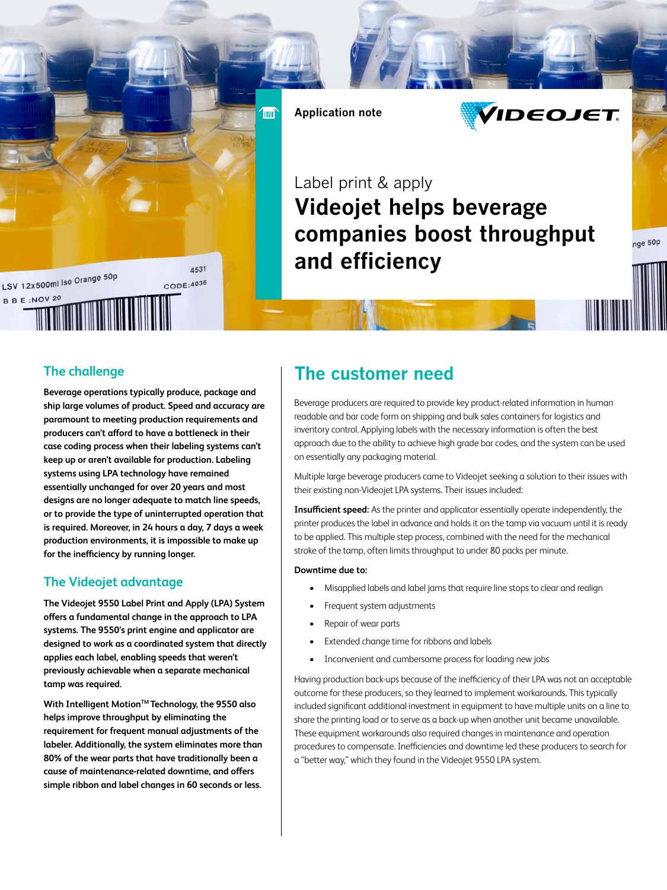Application note

Label print & apply

# Videojet helps beverage companies boost throughput and efficiency

## The challenge

**Beverage operations typically produce, package and ship large volumes of product. Speed and accuracy are paramount to meeting production requirements and producers can't afford to have a bottleneck in their case coding process when their labeling systems can't keep up or aren't available for production. Labeling systems using LPA technology have remained essentially unchanged for over 20 years and most designs are no longer adequate to match line speeds, or to provide the type of uninterrupted operation that is required. Moreover, in 24 hours a day, 7 days a week production environments, it is impossible to make up for the inefficiency by running longer.**

## The Videojet advantage

**The Videojet 9550 Label Print and Apply (LPA) System offers a fundamental change in the approach to LPA systems. The 9550's print engine and applicator are designed to work as a coordinated system that directly applies each label, enabling speeds that weren't previously achievable when a separate mechanical tamp was required.**

**With Intelligent Motion™ Technology, the 9550 also helps improve throughput by eliminating the requirement for frequent manual adjustments of the labeler. Additionally, the system eliminates more than 80% of the wear parts that have traditionally been a cause of maintenance-related downtime, and offers simple ribbon and label changes in 60 seconds or less.**

## The customer need

Beverage producers are required to provide key product-related information in human readable and bar code form on shipping and bulk sales containers for logistics and inventory control. Applying labels with the necessary information is often the best approach due to the ability to achieve high grade bar codes, and the system can be used on essentially any packaging material.

Multiple large beverage producers came to Videojet seeking a solution to their issues with their existing non-Videojet LPA systems. Their issues included:

**Insufficient speed:** As the printer and applicator essentially operate independently, the printer produces the label in advance and holds it on the tamp via vacuum until it is ready to be applied. This multiple step process, combined with the need for the mechanical stroke of the tamp, often limits throughput to under 80 packs per minute.

**Downtime due to:**

- Misapplied labels and label jams that require line stops to clear and realign
- Frequent system adjustments
- Repair of wear parts
- Extended change time for ribbons and labels
- Inconvenient and cumbersome process for loading new jobs

Having production back-ups because of the inefficiency of their LPA was not an acceptable outcome for these producers, so they learned to implement workarounds. This typically included significant additional investment in equipment to have multiple units on a line to share the printing load or to serve as a back-up when another unit became unavailable. These equipment workarounds also required changes in maintenance and operation procedures to compensate. Inefficiencies and downtime led these producers to search for a "better way," which they found in the Videojet 9550 LPA system.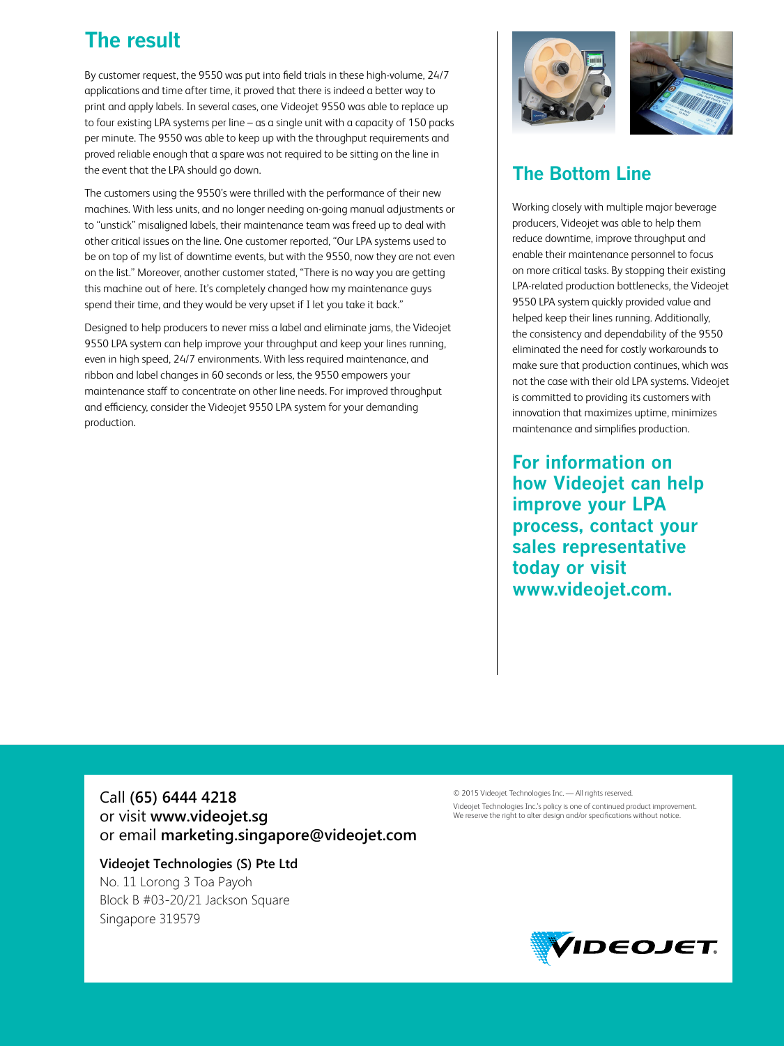## The result

By customer request, the 9550 was put into field trials in these high-volume, 24/7 applications and time after time, it proved that there is indeed a better way to print and apply labels. In several cases, one Videojet 9550 was able to replace up to four existing LPA systems per line – as a single unit with a capacity of 150 packs per minute. The 9550 was able to keep up with the throughput requirements and proved reliable enough that a spare was not required to be sitting on the line in the event that the LPA should go down.

The customers using the 9550's were thrilled with the performance of their new machines. With less units, and no longer needing on-going manual adjustments or to "unstick" misaligned labels, their maintenance team was freed up to deal with other critical issues on the line. One customer reported, "Our LPA systems used to be on top of my list of downtime events, but with the 9550, now they are not even on the list." Moreover, another customer stated, "There is no way you are getting this machine out of here. It's completely changed how my maintenance guys spend their time, and they would be very upset if I let you take it back."

Designed to help producers to never miss a label and eliminate jams, the Videojet 9550 LPA system can help improve your throughput and keep your lines running, even in high speed, 24/7 environments. With less required maintenance, and ribbon and label changes in 60 seconds or less, the 9550 empowers your maintenance staff to concentrate on other line needs. For improved throughput and efficiency, consider the Videojet 9550 LPA system for your demanding production.

## The Bottom Line

Working closely with multiple major beverage producers, Videojet was able to help them reduce downtime, improve throughput and enable their maintenance personnel to focus on more critical tasks. By stopping their existing LPA-related production bottlenecks, the Videojet 9550 LPA system quickly provided value and helped keep their lines running. Additionally, the consistency and dependability of the 9550 eliminated the need for costly workarounds to make sure that production continues, which was not the case with their old LPA systems. Videojet is committed to providing its customers with innovation that maximizes uptime, minimizes maintenance and simplifies production.

**For information on how Videojet can help improve your LPA process, contact your sales representative today or visit www.videojet.com.**

Call **(65) 6444 4218**
or visit **www.videojet.sg**
or email **marketing.singapore@videojet.com**

**Videojet Technologies (S) Pte Ltd**
No. 11 Lorong 3 Toa Payoh
Block B #03-20/21 Jackson Square
Singapore 319579

© 2015 Videojet Technologies Inc. — All rights reserved.

Videojet Technologies Inc.'s policy is one of continued product improvement. We reserve the right to alter design and/or specifications without notice.